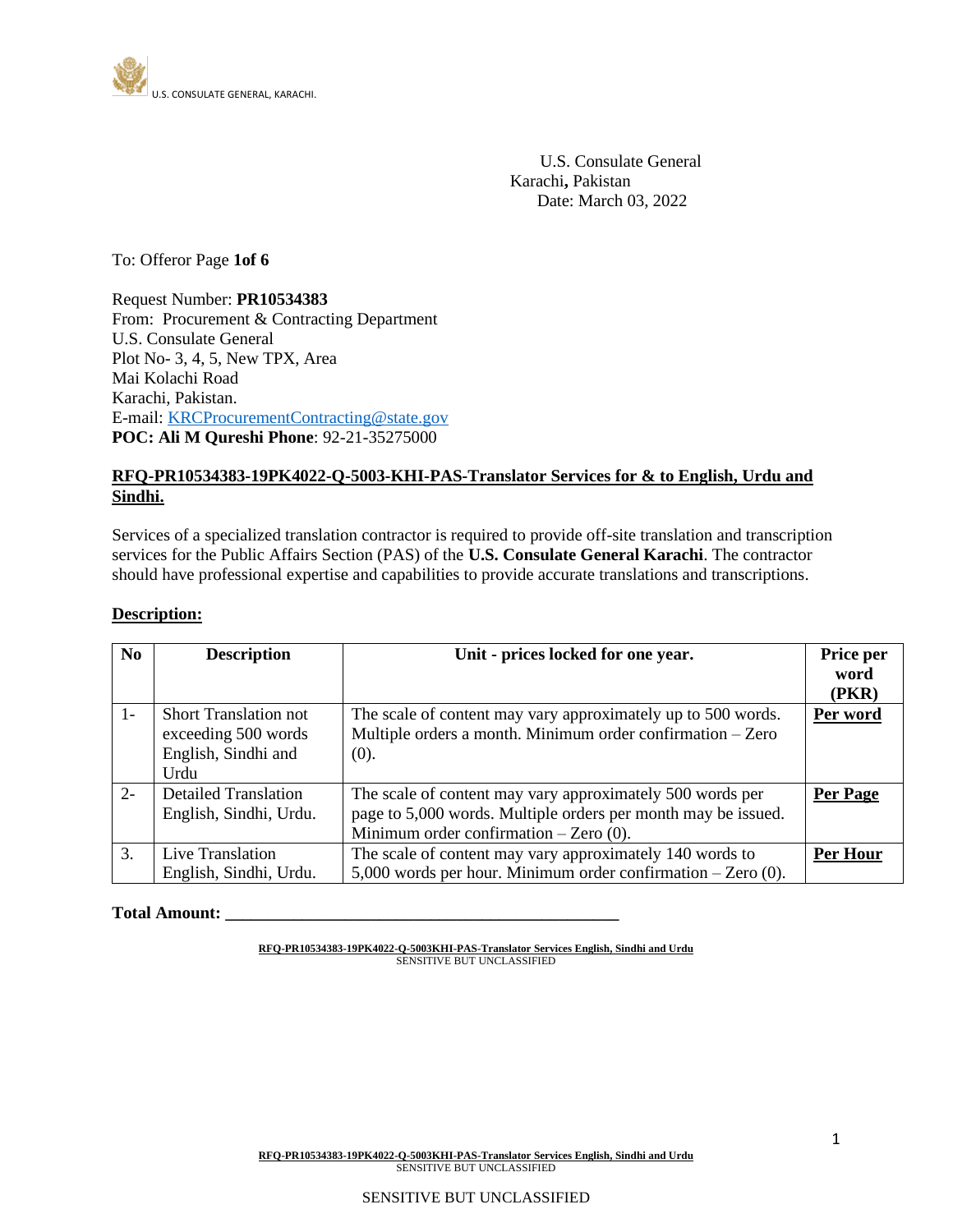U.S. CONSULATE GENERAL, KARACHI.

U.S. Consulate General
Karachi, Pakistan
Date: March 03, 2022

To: Offeror Page **1of 6**

Request Number: **PR10534383**
From: Procurement & Contracting Department
U.S. Consulate General
Plot No- 3, 4, 5, New TPX, Area
Mai Kolachi Road
Karachi, Pakistan.
E-mail: KRCProcurementContracting@state.gov
**POC: Ali M Qureshi Phone**: 92-21-35275000

**RFQ-PR10534383-19PK4022-Q-5003-KHI-PAS-Translator Services for & to English, Urdu and Sindhi.**

Services of a specialized translation contractor is required to provide off-site translation and transcription services for the Public Affairs Section (PAS) of the **U.S. Consulate General Karachi**. The contractor should have professional expertise and capabilities to provide accurate translations and transcriptions.

**Description:**

| No | Description | Unit - prices locked for one year. | Price per word (PKR) |
|---|---|---|---|
| 1- | Short Translation not exceeding 500 words English, Sindhi and Urdu | The scale of content may vary approximately up to 500 words. Multiple orders a month. Minimum order confirmation – Zero (0). | **Per word** |
| 2- | Detailed Translation English, Sindhi, Urdu. | The scale of content may vary approximately 500 words per page to 5,000 words. Multiple orders per month may be issued. Minimum order confirmation – Zero (0). | **Per Page** |
| 3. | Live Translation English, Sindhi, Urdu. | The scale of content may vary approximately 140 words to 5,000 words per hour. Minimum order confirmation – Zero (0). | **Per Hour** |

**Total Amount: ______________________________________________**

**RFQ-PR10534383-19PK4022-Q-5003KHI-PAS-Translator Services English, Sindhi and Urdu**
SENSITIVE BUT UNCLASSIFIED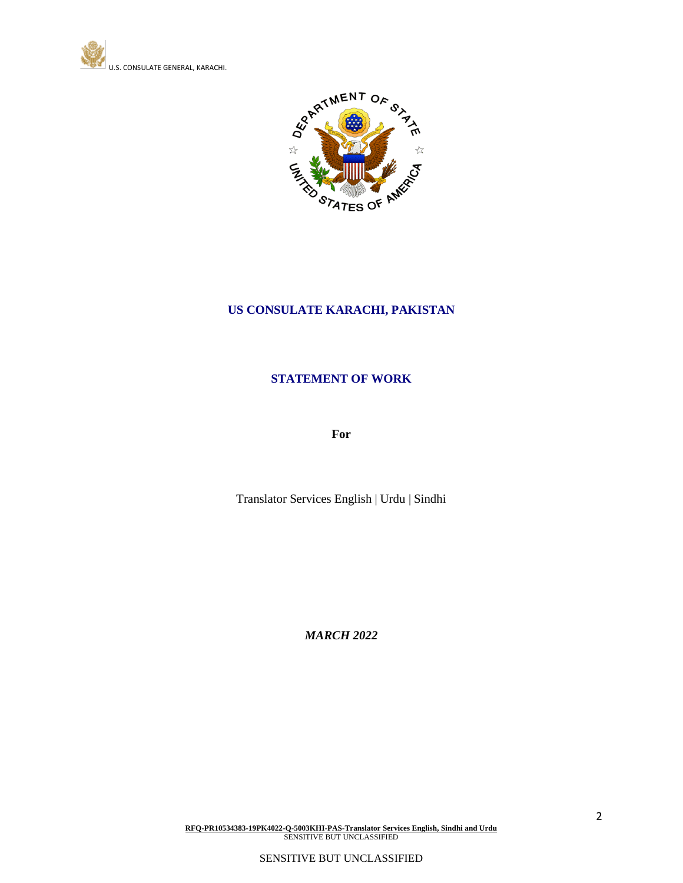# US CONSULATE KARACHI, PAKISTAN

## STATEMENT OF WORK

**For**

Translator Services English | Urdu | Sindhi

***MARCH 2022***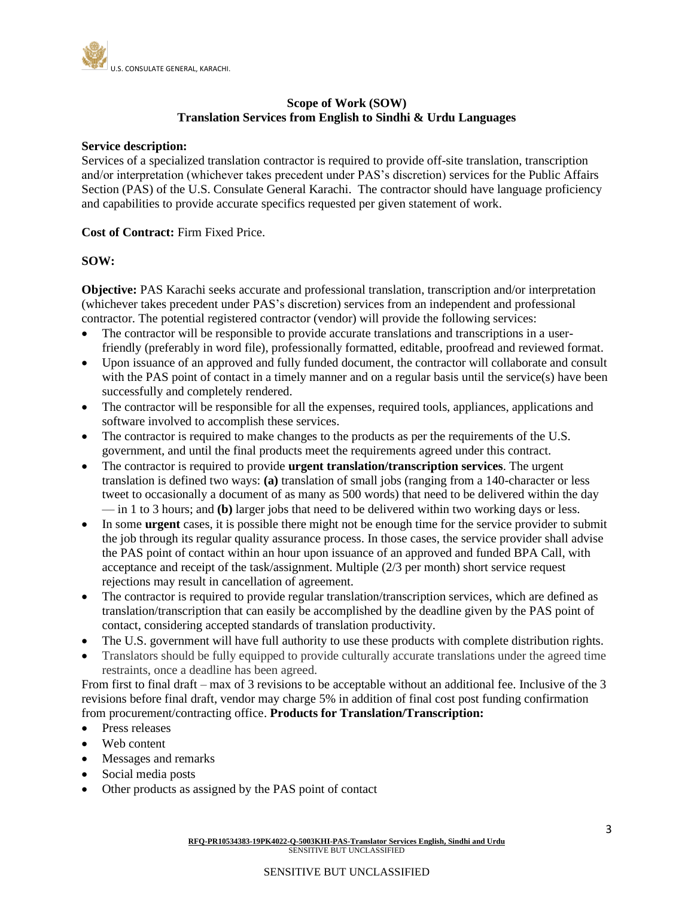## Scope of Work (SOW)
## Translation Services from English to Sindhi & Urdu Languages

**Service description:**
Services of a specialized translation contractor is required to provide off-site translation, transcription and/or interpretation (whichever takes precedent under PAS's discretion) services for the Public Affairs Section (PAS) of the U.S. Consulate General Karachi. The contractor should have language proficiency and capabilities to provide accurate specifics requested per given statement of work.

**Cost of Contract:** Firm Fixed Price.

**SOW:**

**Objective:** PAS Karachi seeks accurate and professional translation, transcription and/or interpretation (whichever takes precedent under PAS's discretion) services from an independent and professional contractor. The potential registered contractor (vendor) will provide the following services:

- The contractor will be responsible to provide accurate translations and transcriptions in a user-friendly (preferably in word file), professionally formatted, editable, proofread and reviewed format.
- Upon issuance of an approved and fully funded document, the contractor will collaborate and consult with the PAS point of contact in a timely manner and on a regular basis until the service(s) have been successfully and completely rendered.
- The contractor will be responsible for all the expenses, required tools, appliances, applications and software involved to accomplish these services.
- The contractor is required to make changes to the products as per the requirements of the U.S. government, and until the final products meet the requirements agreed under this contract.
- The contractor is required to provide **urgent translation/transcription services**. The urgent translation is defined two ways: **(a)** translation of small jobs (ranging from a 140-character or less tweet to occasionally a document of as many as 500 words) that need to be delivered within the day — in 1 to 3 hours; and **(b)** larger jobs that need to be delivered within two working days or less.
- In some **urgent** cases, it is possible there might not be enough time for the service provider to submit the job through its regular quality assurance process. In those cases, the service provider shall advise the PAS point of contact within an hour upon issuance of an approved and funded BPA Call, with acceptance and receipt of the task/assignment. Multiple (2/3 per month) short service request rejections may result in cancellation of agreement.
- The contractor is required to provide regular translation/transcription services, which are defined as translation/transcription that can easily be accomplished by the deadline given by the PAS point of contact, considering accepted standards of translation productivity.
- The U.S. government will have full authority to use these products with complete distribution rights.
- Translators should be fully equipped to provide culturally accurate translations under the agreed time restraints, once a deadline has been agreed.

From first to final draft – max of 3 revisions to be acceptable without an additional fee. Inclusive of the 3 revisions before final draft, vendor may charge 5% in addition of final cost post funding confirmation from procurement/contracting office. **Products for Translation/Transcription:**

- Press releases
- Web content
- Messages and remarks
- Social media posts
- Other products as assigned by the PAS point of contact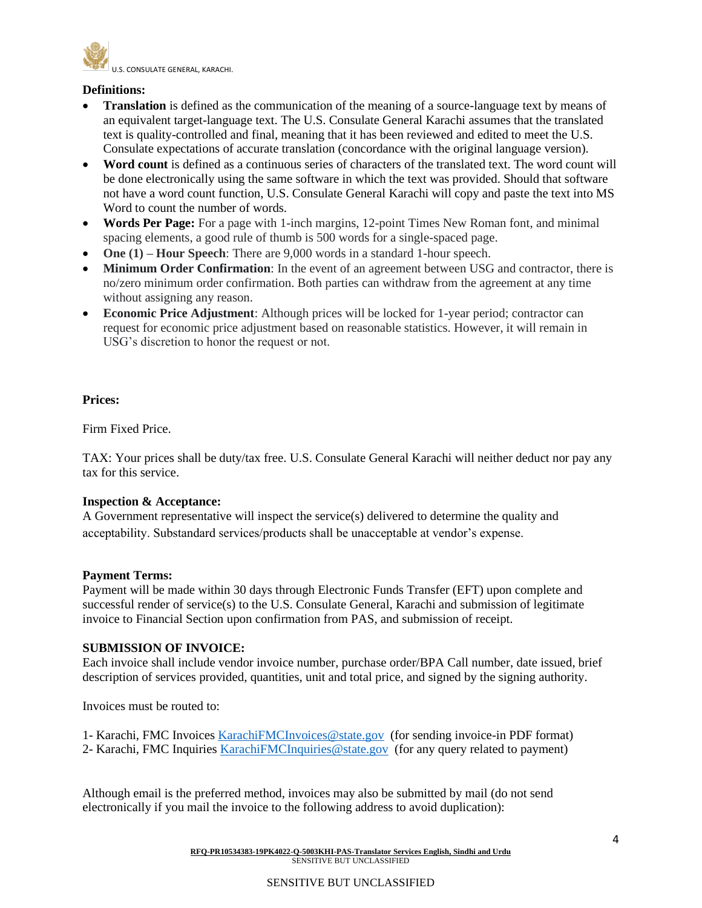**Definitions:**

- **Translation** is defined as the communication of the meaning of a source-language text by means of an equivalent target-language text. The U.S. Consulate General Karachi assumes that the translated text is quality-controlled and final, meaning that it has been reviewed and edited to meet the U.S. Consulate expectations of accurate translation (concordance with the original language version).
- **Word count** is defined as a continuous series of characters of the translated text. The word count will be done electronically using the same software in which the text was provided. Should that software not have a word count function, U.S. Consulate General Karachi will copy and paste the text into MS Word to count the number of words.
- **Words Per Page:** For a page with 1-inch margins, 12-point Times New Roman font, and minimal spacing elements, a good rule of thumb is 500 words for a single-spaced page.
- **One (1) – Hour Speech**: There are 9,000 words in a standard 1-hour speech.
- **Minimum Order Confirmation**: In the event of an agreement between USG and contractor, there is no/zero minimum order confirmation. Both parties can withdraw from the agreement at any time without assigning any reason.
- **Economic Price Adjustment**: Although prices will be locked for 1-year period; contractor can request for economic price adjustment based on reasonable statistics. However, it will remain in USG's discretion to honor the request or not.

**Prices:**

Firm Fixed Price.

TAX: Your prices shall be duty/tax free. U.S. Consulate General Karachi will neither deduct nor pay any tax for this service.

**Inspection & Acceptance:**

A Government representative will inspect the service(s) delivered to determine the quality and acceptability. Substandard services/products shall be unacceptable at vendor's expense.

**Payment Terms:**

Payment will be made within 30 days through Electronic Funds Transfer (EFT) upon complete and successful render of service(s) to the U.S. Consulate General, Karachi and submission of legitimate invoice to Financial Section upon confirmation from PAS, and submission of receipt.

**SUBMISSION OF INVOICE:**

Each invoice shall include vendor invoice number, purchase order/BPA Call number, date issued, brief description of services provided, quantities, unit and total price, and signed by the signing authority.

Invoices must be routed to:

1- Karachi, FMC Invoices KarachiFMCInvoices@state.gov (for sending invoice-in PDF format)
2- Karachi, FMC Inquiries KarachiFMCInquiries@state.gov (for any query related to payment)

Although email is the preferred method, invoices may also be submitted by mail (do not send electronically if you mail the invoice to the following address to avoid duplication):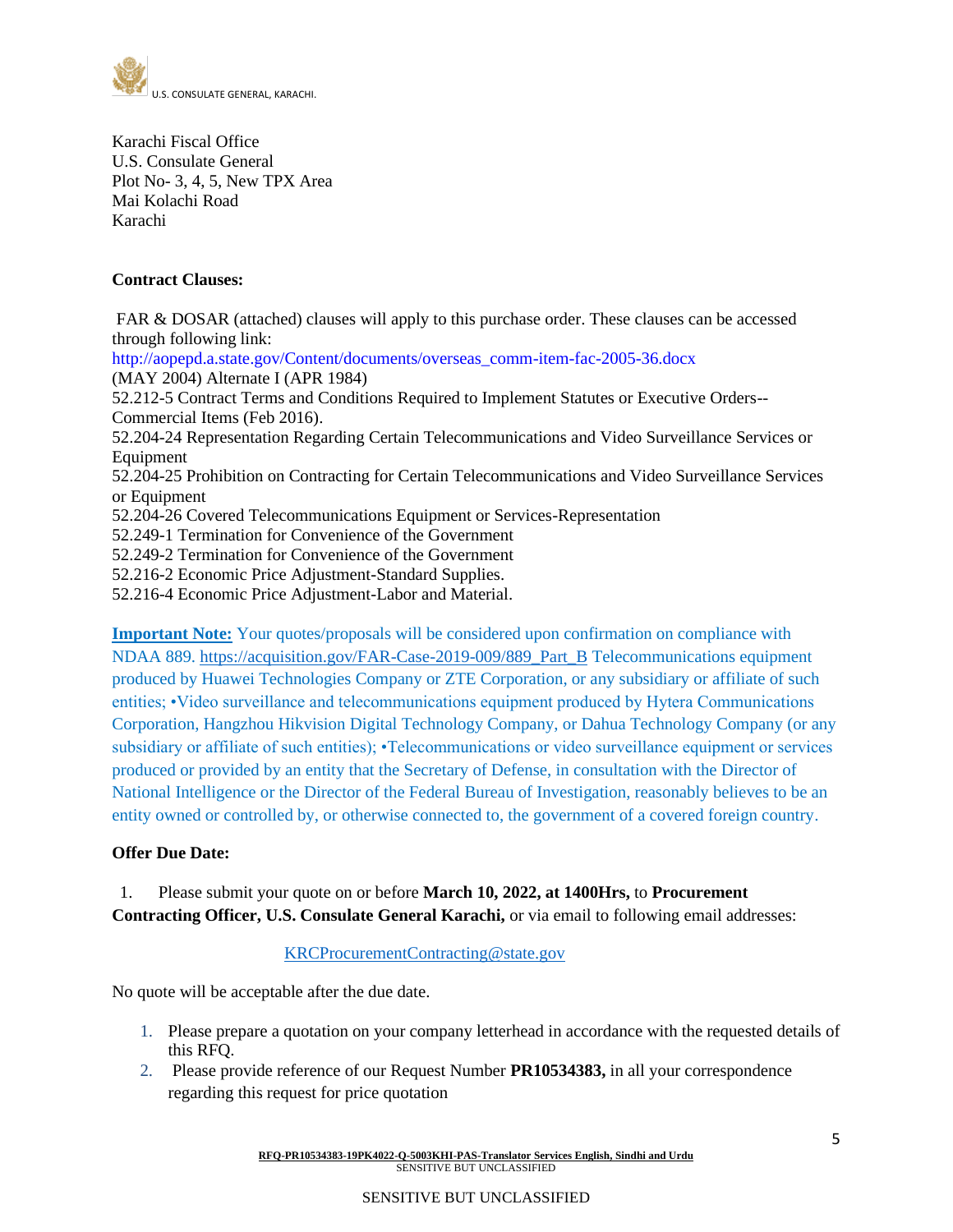U.S. CONSULATE GENERAL, KARACHI.

Karachi Fiscal Office
U.S. Consulate General
Plot No- 3, 4, 5, New TPX Area
Mai Kolachi Road
Karachi

**Contract Clauses:**

FAR & DOSAR (attached) clauses will apply to this purchase order. These clauses can be accessed through following link:
http://aopepd.a.state.gov/Content/documents/overseas_comm-item-fac-2005-36.docx
(MAY 2004) Alternate I (APR 1984)
52.212-5 Contract Terms and Conditions Required to Implement Statutes or Executive Orders--Commercial Items (Feb 2016).
52.204-24 Representation Regarding Certain Telecommunications and Video Surveillance Services or Equipment
52.204-25 Prohibition on Contracting for Certain Telecommunications and Video Surveillance Services or Equipment
52.204-26 Covered Telecommunications Equipment or Services-Representation
52.249-1 Termination for Convenience of the Government
52.249-2 Termination for Convenience of the Government
52.216-2 Economic Price Adjustment-Standard Supplies.
52.216-4 Economic Price Adjustment-Labor and Material.

**Important Note:** Your quotes/proposals will be considered upon confirmation on compliance with NDAA 889. https://acquisition.gov/FAR-Case-2019-009/889_Part_B Telecommunications equipment produced by Huawei Technologies Company or ZTE Corporation, or any subsidiary or affiliate of such entities; •Video surveillance and telecommunications equipment produced by Hytera Communications Corporation, Hangzhou Hikvision Digital Technology Company, or Dahua Technology Company (or any subsidiary or affiliate of such entities); •Telecommunications or video surveillance equipment or services produced or provided by an entity that the Secretary of Defense, in consultation with the Director of National Intelligence or the Director of the Federal Bureau of Investigation, reasonably believes to be an entity owned or controlled by, or otherwise connected to, the government of a covered foreign country.

**Offer Due Date:**

1. Please submit your quote on or before **March 10, 2022, at 1400Hrs,** to **Procurement Contracting Officer, U.S. Consulate General Karachi,** or via email to following email addresses:

KRCProcurementContracting@state.gov

No quote will be acceptable after the due date.

1. Please prepare a quotation on your company letterhead in accordance with the requested details of this RFQ.
2. Please provide reference of our Request Number **PR10534383,** in all your correspondence regarding this request for price quotation

**RFQ-PR10534383-19PK4022-Q-5003KHI-PAS-Translator Services English, Sindhi and Urdu**
SENSITIVE BUT UNCLASSIFIED

SENSITIVE BUT UNCLASSIFIED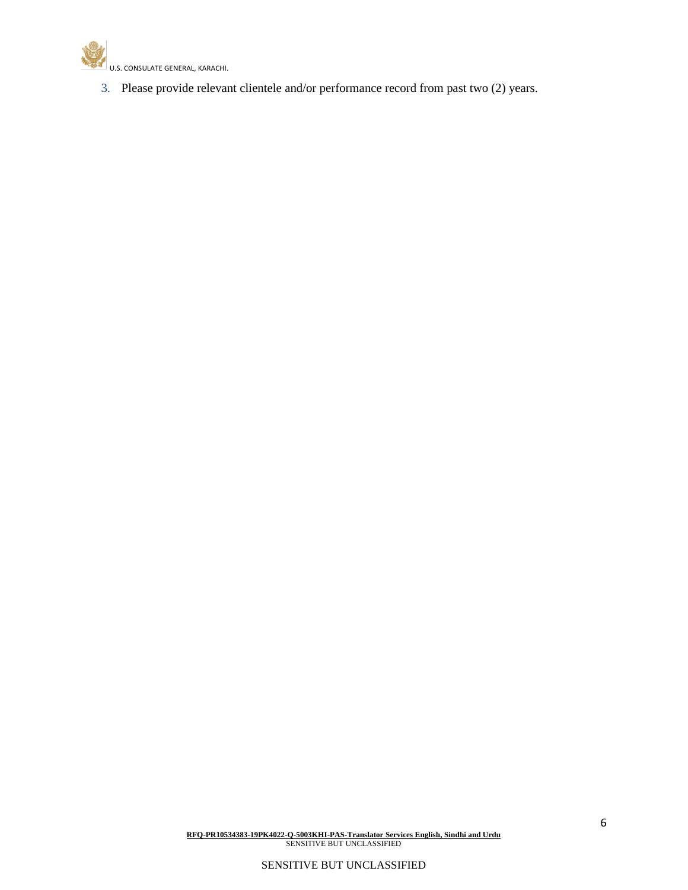3. Please provide relevant clientele and/or performance record from past two (2) years.